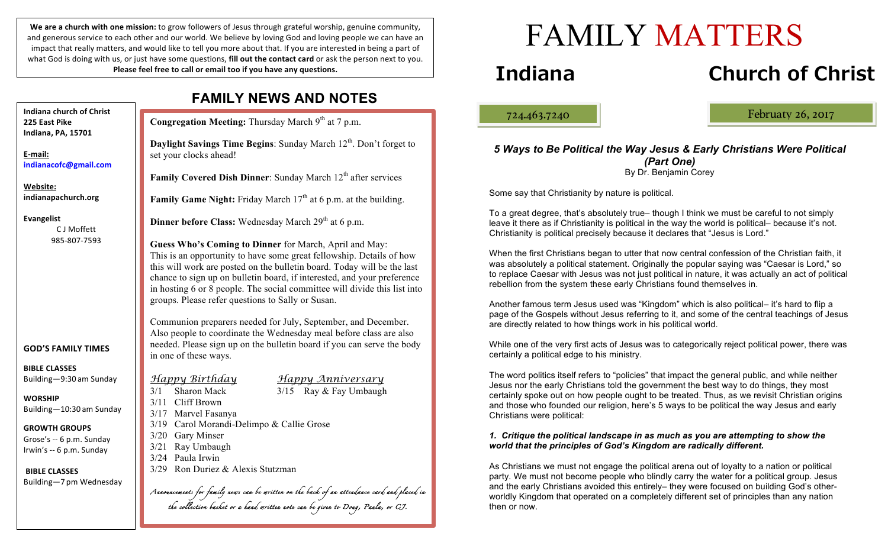**We are a church with one mission:** to grow followers of Jesus through grateful worship, genuine community, and generous service to each other and our world. We believe by loving God and loving people we can have an impact that really matters, and would like to tell you more about that. If you are interested in being a part of what God is doing with us, or just have some questions, **fill out the contact card** or ask the person next to you. **Please feel free to call or email too if you have any questions.**

**Indiana church of Christ**
**225 East Pike**
**Indiana, PA, 15701**

**E-mail:**
**indianacofc@gmail.com**

**Website:**
**indianapachurch.org**

**Evangelist**
C J Moffett
985-807-7593

**GOD'S FAMILY TIMES**

**BIBLE CLASSES**
Building—9:30 am Sunday

**WORSHIP**
Building—10:30 am Sunday

**GROWTH GROUPS**
Grose's -- 6 p.m. Sunday
Irwin's -- 6 p.m. Sunday

**BIBLE CLASSES**
Building—7 pm Wednesday

## FAMILY NEWS AND NOTES

**Congregation Meeting:** Thursday March 9th at 7 p.m.

**Daylight Savings Time Begins**: Sunday March 12th. Don't forget to set your clocks ahead!

**Family Covered Dish Dinner**: Sunday March 12th after services

**Family Game Night:** Friday March 17th at 6 p.m. at the building.

**Dinner before Class:** Wednesday March 29th at 6 p.m.

**Guess Who's Coming to Dinner** for March, April and May: This is an opportunity to have some great fellowship. Details of how this will work are posted on the bulletin board. Today will be the last chance to sign up on bulletin board, if interested, and your preference in hosting 6 or 8 people. The social committee will divide this list into groups. Please refer questions to Sally or Susan.

Communion preparers needed for July, September, and December. Also people to coordinate the Wednesday meal before class are also needed. Please sign up on the bulletin board if you can serve the body in one of these ways.

*Happy Birthday*

- 3/1 Sharon Mack
- 3/11 Cliff Brown
- 3/17 Marvel Fasanya
- 3/19 Carol Morandi-Delimpo & Callie Grose
- 3/20 Gary Minser
- 3/21 Ray Umbaugh
- 3/24 Paula Irwin
- 3/29 Ron Duriez & Alexis Stutzman

*Happy Anniversary*

- 3/15 Ray & Fay Umbaugh

*Announcements for family news can be written on the back of an attendance card and placed in the collection basket or a hand written note can be given to Doug, Paula, or CJ.*

# FAMILY MATTERS

## Indiana Church of Christ

724.463.7240

Februaty 26, 2017

### *5 Ways to Be Political the Way Jesus & Early Christians Were Political (Part One)*

By Dr. Benjamin Corey

Some say that Christianity by nature is political.

To a great degree, that's absolutely true– though I think we must be careful to not simply leave it there as if Christianity is political in the way the world is political– because it's not. Christianity is political precisely because it declares that "Jesus is Lord."

When the first Christians began to utter that now central confession of the Christian faith, it was absolutely a political statement. Originally the popular saying was "Caesar is Lord," so to replace Caesar with Jesus was not just political in nature, it was actually an act of political rebellion from the system these early Christians found themselves in.

Another famous term Jesus used was "Kingdom" which is also political– it's hard to flip a page of the Gospels without Jesus referring to it, and some of the central teachings of Jesus are directly related to how things work in his political world.

While one of the very first acts of Jesus was to categorically reject political power, there was certainly a political edge to his ministry.

The word politics itself refers to "policies" that impact the general public, and while neither Jesus nor the early Christians told the government the best way to do things, they most certainly spoke out on how people ought to be treated. Thus, as we revisit Christian origins and those who founded our religion, here's 5 ways to be political the way Jesus and early Christians were political:

***1. Critique the political landscape in as much as you are attempting to show the world that the principles of God's Kingdom are radically different.***

As Christians we must not engage the political arena out of loyalty to a nation or political party. We must not become people who blindly carry the water for a political group. Jesus and the early Christians avoided this entirely– they were focused on building God's other-worldly Kingdom that operated on a completely different set of principles than any nation then or now.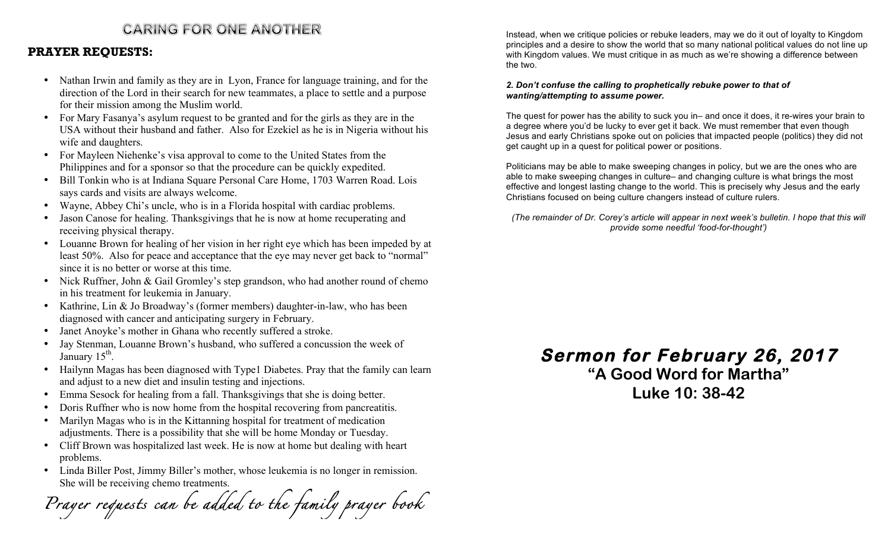## CARING FOR ONE ANOTHER

### PRAYER REQUESTS:

- Nathan Irwin and family as they are in Lyon, France for language training, and for the direction of the Lord in their search for new teammates, a place to settle and a purpose for their mission among the Muslim world.
- For Mary Fasanya's asylum request to be granted and for the girls as they are in the USA without their husband and father. Also for Ezekiel as he is in Nigeria without his wife and daughters.
- For Mayleen Niehenke's visa approval to come to the United States from the Philippines and for a sponsor so that the procedure can be quickly expedited.
- Bill Tonkin who is at Indiana Square Personal Care Home, 1703 Warren Road. Lois says cards and visits are always welcome.
- Wayne, Abbey Chi's uncle, who is in a Florida hospital with cardiac problems.
- Jason Canose for healing. Thanksgivings that he is now at home recuperating and receiving physical therapy.
- Louanne Brown for healing of her vision in her right eye which has been impeded by at least 50%. Also for peace and acceptance that the eye may never get back to "normal" since it is no better or worse at this time.
- Nick Ruffner, John & Gail Gromley's step grandson, who had another round of chemo in his treatment for leukemia in January.
- Kathrine, Lin & Jo Broadway's (former members) daughter-in-law, who has been diagnosed with cancer and anticipating surgery in February.
- Janet Anoyke's mother in Ghana who recently suffered a stroke.
- Jay Stenman, Louanne Brown's husband, who suffered a concussion the week of January 15th.
- Hailynn Magas has been diagnosed with Type1 Diabetes. Pray that the family can learn and adjust to a new diet and insulin testing and injections.
- Emma Sesock for healing from a fall. Thanksgivings that she is doing better.
- Doris Ruffner who is now home from the hospital recovering from pancreatitis.
- Marilyn Magas who is in the Kittanning hospital for treatment of medication adjustments. There is a possibility that she will be home Monday or Tuesday.
- Cliff Brown was hospitalized last week. He is now at home but dealing with heart problems.
- Linda Biller Post, Jimmy Biller's mother, whose leukemia is no longer in remission. She will be receiving chemo treatments.

*Prayer requests can be added to the family prayer book*

Instead, when we critique policies or rebuke leaders, may we do it out of loyalty to Kingdom principles and a desire to show the world that so many national political values do not line up with Kingdom values. We must critique in as much as we're showing a difference between the two.

***2. Don't confuse the calling to prophetically rebuke power to that of wanting/attempting to assume power.***

The quest for power has the ability to suck you in– and once it does, it re-wires your brain to a degree where you'd be lucky to ever get it back. We must remember that even though Jesus and early Christians spoke out on policies that impacted people (politics) they did not get caught up in a quest for political power or positions.

Politicians may be able to make sweeping changes in policy, but we are the ones who are able to make sweeping changes in culture– and changing culture is what brings the most effective and longest lasting change to the world. This is precisely why Jesus and the early Christians focused on being culture changers instead of culture rulers.

*(The remainder of Dr. Corey's article will appear in next week's bulletin. I hope that this will provide some needful 'food-for-thought')*

## *Sermon for February 26, 2017*

### "A Good Word for Martha"

### Luke 10: 38-42